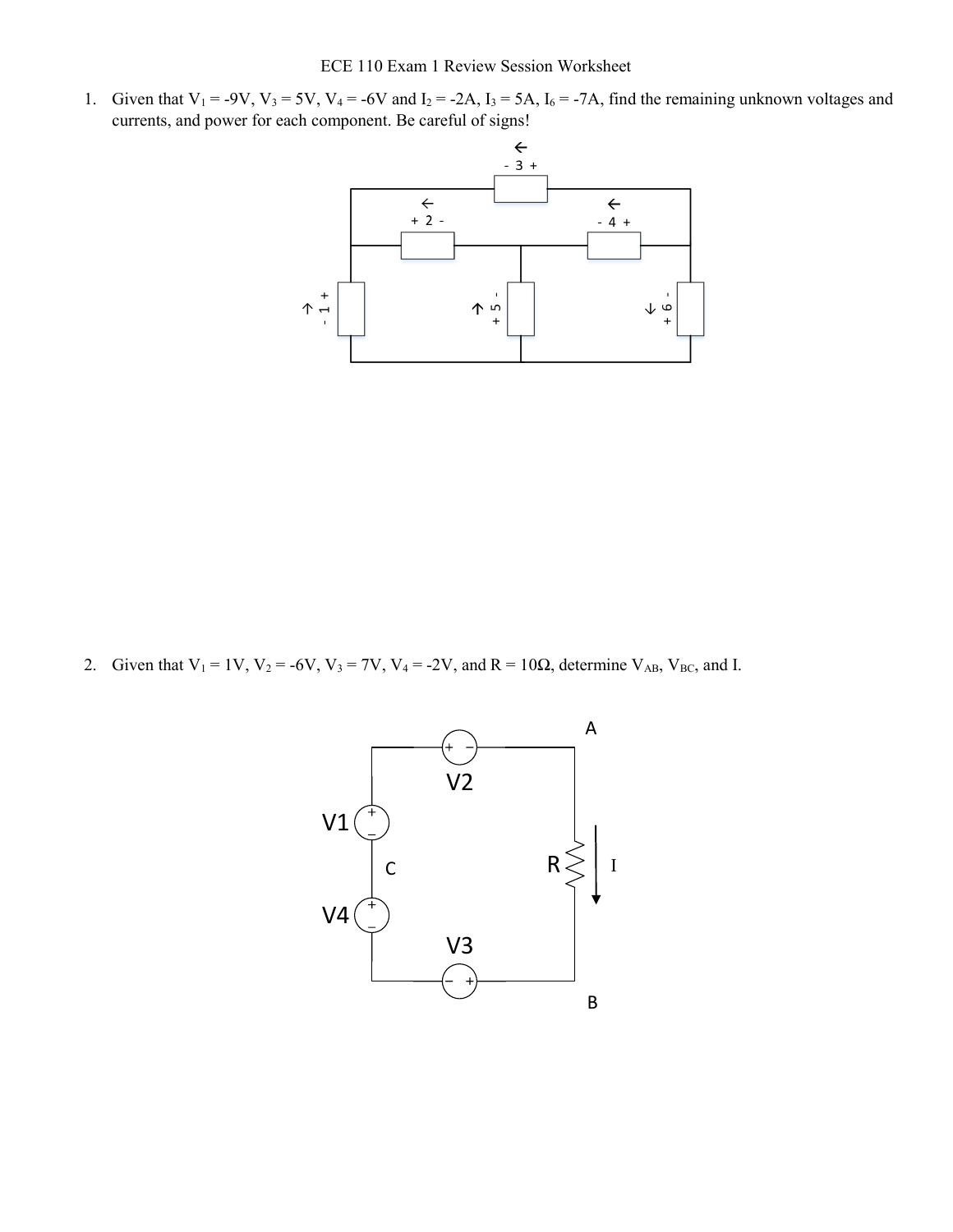ECE 110 Exam 1 Review Session Worksheet

1. Given that $V_1 = -9V$, $V_3 = 5V$, $V_4 = -6V$ and $I_2 = -2A$, $I_3 = 5A$, $I_6 = -7A$, find the remaining unknown voltages and currents, and power for each component. Be careful of signs!

2. Given that $V_1 = 1V$, $V_2 = -6V$, $V_3 = 7V$, $V_4 = -2V$, and $R = 10\Omega$, determine $V_{AB}$, $V_{BC}$, and I.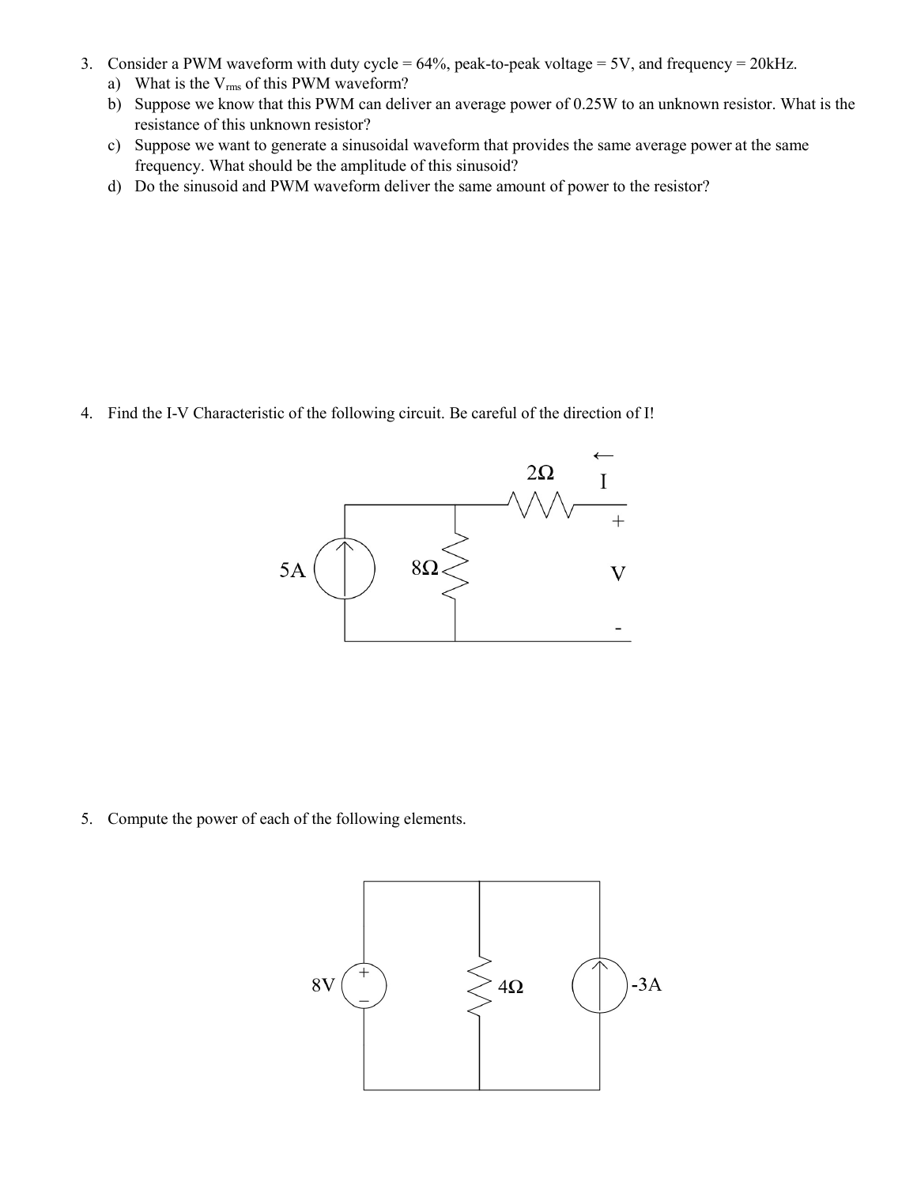3. Consider a PWM waveform with duty cycle = 64%, peak-to-peak voltage = 5V, and frequency = 20kHz.
   a) What is the $V_{rms}$ of this PWM waveform?
   b) Suppose we know that this PWM can deliver an average power of 0.25W to an unknown resistor. What is the resistance of this unknown resistor?
   c) Suppose we want to generate a sinusoidal waveform that provides the same average power at the same frequency. What should be the amplitude of this sinusoid?
   d) Do the sinusoid and PWM waveform deliver the same amount of power to the resistor?

4. Find the I-V Characteristic of the following circuit. Be careful of the direction of I!

5A

8Ω

2Ω

I

+

V

-

5. Compute the power of each of the following elements.

8V

4Ω

-3A